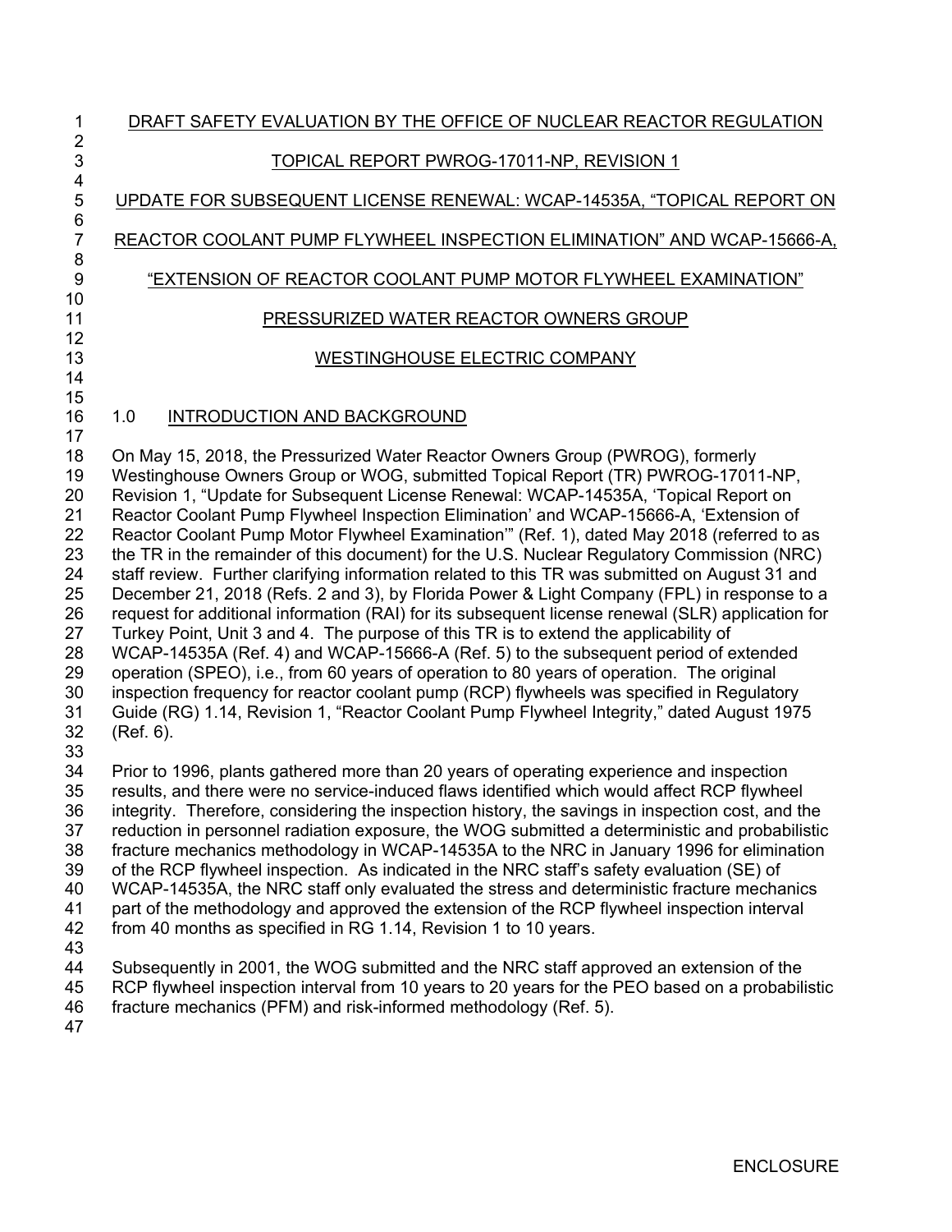DRAFT SAFETY EVALUATION BY THE OFFICE OF NUCLEAR REACTOR REGULATION

TOPICAL REPORT PWROG-17011-NP, REVISION 1

UPDATE FOR SUBSEQUENT LICENSE RENEWAL: WCAP-14535A, "TOPICAL REPORT ON REACTOR COOLANT PUMP FLYWHEEL INSPECTION ELIMINATION" AND WCAP-15666-A, "EXTENSION OF REACTOR COOLANT PUMP MOTOR FLYWHEEL EXAMINATION"

PRESSURIZED WATER REACTOR OWNERS GROUP

WESTINGHOUSE ELECTRIC COMPANY

## 1.0 INTRODUCTION AND BACKGROUND

On May 15, 2018, the Pressurized Water Reactor Owners Group (PWROG), formerly Westinghouse Owners Group or WOG, submitted Topical Report (TR) PWROG-17011-NP, Revision 1, "Update for Subsequent License Renewal: WCAP-14535A, 'Topical Report on Reactor Coolant Pump Flywheel Inspection Elimination' and WCAP-15666-A, 'Extension of Reactor Coolant Pump Motor Flywheel Examination'" (Ref. 1), dated May 2018 (referred to as the TR in the remainder of this document) for the U.S. Nuclear Regulatory Commission (NRC) staff review. Further clarifying information related to this TR was submitted on August 31 and December 21, 2018 (Refs. 2 and 3), by Florida Power & Light Company (FPL) in response to a request for additional information (RAI) for its subsequent license renewal (SLR) application for Turkey Point, Unit 3 and 4. The purpose of this TR is to extend the applicability of WCAP-14535A (Ref. 4) and WCAP-15666-A (Ref. 5) to the subsequent period of extended operation (SPEO), i.e., from 60 years of operation to 80 years of operation. The original inspection frequency for reactor coolant pump (RCP) flywheels was specified in Regulatory Guide (RG) 1.14, Revision 1, "Reactor Coolant Pump Flywheel Integrity," dated August 1975 (Ref. 6).

Prior to 1996, plants gathered more than 20 years of operating experience and inspection results, and there were no service-induced flaws identified which would affect RCP flywheel integrity. Therefore, considering the inspection history, the savings in inspection cost, and the reduction in personnel radiation exposure, the WOG submitted a deterministic and probabilistic fracture mechanics methodology in WCAP-14535A to the NRC in January 1996 for elimination of the RCP flywheel inspection. As indicated in the NRC staff's safety evaluation (SE) of WCAP-14535A, the NRC staff only evaluated the stress and deterministic fracture mechanics part of the methodology and approved the extension of the RCP flywheel inspection interval from 40 months as specified in RG 1.14, Revision 1 to 10 years.

Subsequently in 2001, the WOG submitted and the NRC staff approved an extension of the RCP flywheel inspection interval from 10 years to 20 years for the PEO based on a probabilistic fracture mechanics (PFM) and risk-informed methodology (Ref. 5).

ENCLOSURE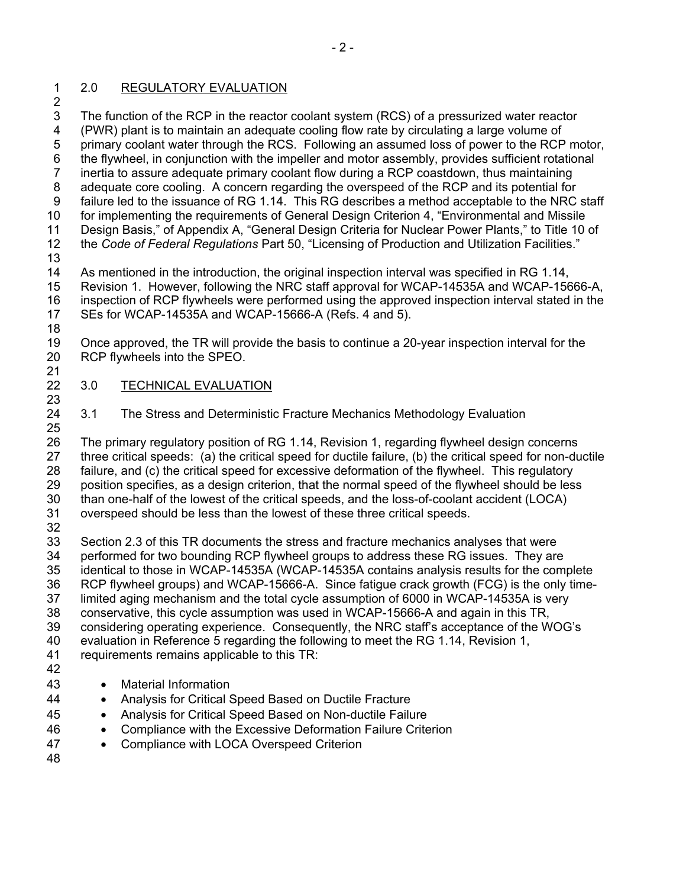## 2.0 REGULATORY EVALUATION

The function of the RCP in the reactor coolant system (RCS) of a pressurized water reactor (PWR) plant is to maintain an adequate cooling flow rate by circulating a large volume of primary coolant water through the RCS. Following an assumed loss of power to the RCP motor, the flywheel, in conjunction with the impeller and motor assembly, provides sufficient rotational inertia to assure adequate primary coolant flow during a RCP coastdown, thus maintaining adequate core cooling. A concern regarding the overspeed of the RCP and its potential for failure led to the issuance of RG 1.14. This RG describes a method acceptable to the NRC staff for implementing the requirements of General Design Criterion 4, "Environmental and Missile Design Basis," of Appendix A, "General Design Criteria for Nuclear Power Plants," to Title 10 of the *Code of Federal Regulations* Part 50, "Licensing of Production and Utilization Facilities."

As mentioned in the introduction, the original inspection interval was specified in RG 1.14, Revision 1. However, following the NRC staff approval for WCAP-14535A and WCAP-15666-A, inspection of RCP flywheels were performed using the approved inspection interval stated in the SEs for WCAP-14535A and WCAP-15666-A (Refs. 4 and 5).

Once approved, the TR will provide the basis to continue a 20-year inspection interval for the RCP flywheels into the SPEO.

## 3.0 TECHNICAL EVALUATION

### 3.1 The Stress and Deterministic Fracture Mechanics Methodology Evaluation

The primary regulatory position of RG 1.14, Revision 1, regarding flywheel design concerns three critical speeds: (a) the critical speed for ductile failure, (b) the critical speed for non-ductile failure, and (c) the critical speed for excessive deformation of the flywheel. This regulatory position specifies, as a design criterion, that the normal speed of the flywheel should be less than one-half of the lowest of the critical speeds, and the loss-of-coolant accident (LOCA) overspeed should be less than the lowest of these three critical speeds.

Section 2.3 of this TR documents the stress and fracture mechanics analyses that were performed for two bounding RCP flywheel groups to address these RG issues. They are identical to those in WCAP-14535A (WCAP-14535A contains analysis results for the complete RCP flywheel groups) and WCAP-15666-A. Since fatigue crack growth (FCG) is the only time-limited aging mechanism and the total cycle assumption of 6000 in WCAP-14535A is very conservative, this cycle assumption was used in WCAP-15666-A and again in this TR, considering operating experience. Consequently, the NRC staff's acceptance of the WOG's evaluation in Reference 5 regarding the following to meet the RG 1.14, Revision 1, requirements remains applicable to this TR:

- Material Information
- Analysis for Critical Speed Based on Ductile Fracture
- Analysis for Critical Speed Based on Non-ductile Failure
- Compliance with the Excessive Deformation Failure Criterion
- Compliance with LOCA Overspeed Criterion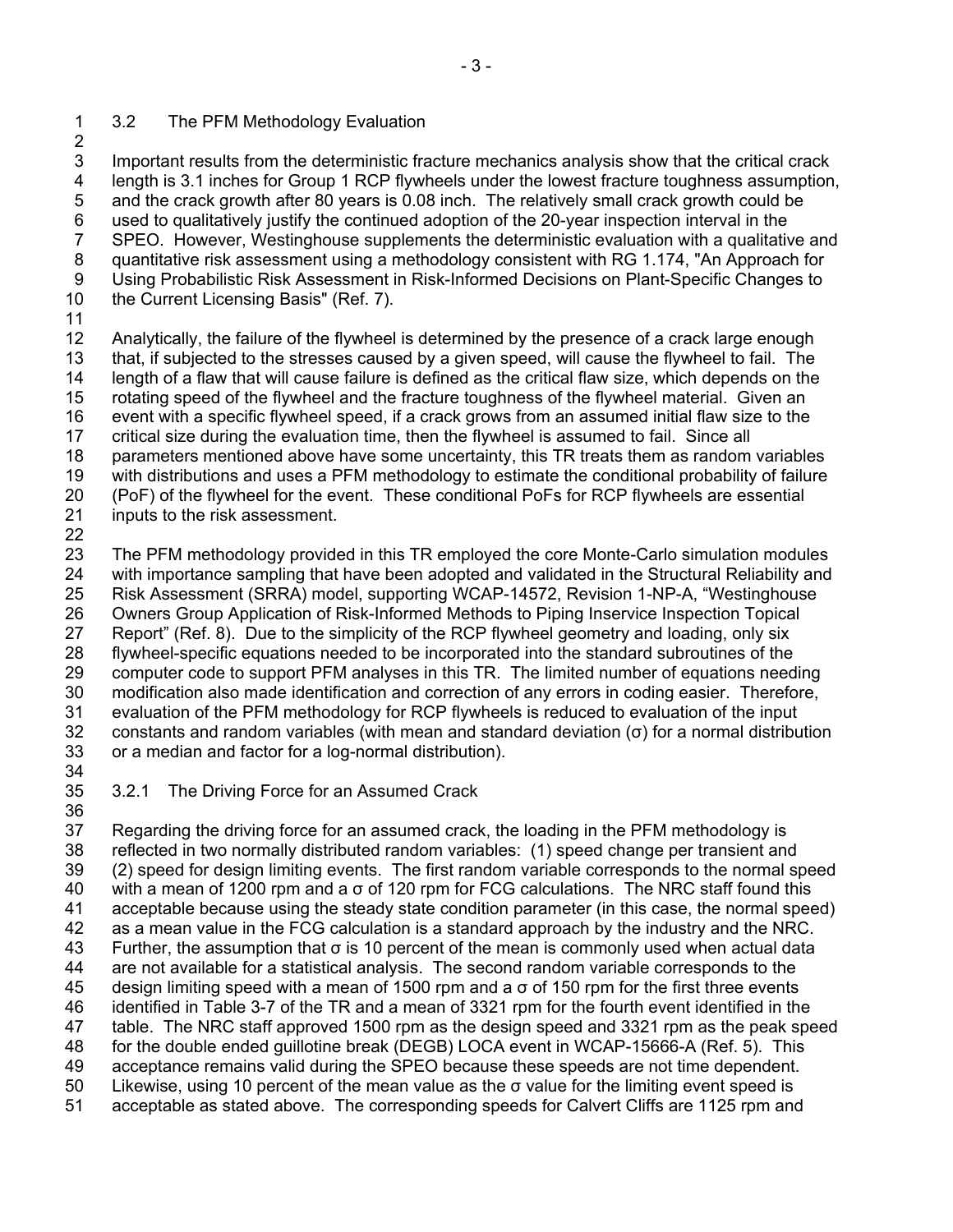### 3.2 The PFM Methodology Evaluation

Important results from the deterministic fracture mechanics analysis show that the critical crack length is 3.1 inches for Group 1 RCP flywheels under the lowest fracture toughness assumption, and the crack growth after 80 years is 0.08 inch. The relatively small crack growth could be used to qualitatively justify the continued adoption of the 20-year inspection interval in the SPEO. However, Westinghouse supplements the deterministic evaluation with a qualitative and quantitative risk assessment using a methodology consistent with RG 1.174, "An Approach for Using Probabilistic Risk Assessment in Risk-Informed Decisions on Plant-Specific Changes to the Current Licensing Basis" (Ref. 7).

Analytically, the failure of the flywheel is determined by the presence of a crack large enough that, if subjected to the stresses caused by a given speed, will cause the flywheel to fail. The length of a flaw that will cause failure is defined as the critical flaw size, which depends on the rotating speed of the flywheel and the fracture toughness of the flywheel material. Given an event with a specific flywheel speed, if a crack grows from an assumed initial flaw size to the critical size during the evaluation time, then the flywheel is assumed to fail. Since all parameters mentioned above have some uncertainty, this TR treats them as random variables with distributions and uses a PFM methodology to estimate the conditional probability of failure (PoF) of the flywheel for the event. These conditional PoFs for RCP flywheels are essential inputs to the risk assessment.

The PFM methodology provided in this TR employed the core Monte-Carlo simulation modules with importance sampling that have been adopted and validated in the Structural Reliability and Risk Assessment (SRRA) model, supporting WCAP-14572, Revision 1-NP-A, "Westinghouse Owners Group Application of Risk-Informed Methods to Piping Inservice Inspection Topical Report" (Ref. 8). Due to the simplicity of the RCP flywheel geometry and loading, only six flywheel-specific equations needed to be incorporated into the standard subroutines of the computer code to support PFM analyses in this TR. The limited number of equations needing modification also made identification and correction of any errors in coding easier. Therefore, evaluation of the PFM methodology for RCP flywheels is reduced to evaluation of the input constants and random variables (with mean and standard deviation ($\sigma$) for a normal distribution or a median and factor for a log-normal distribution).

#### 3.2.1 The Driving Force for an Assumed Crack

Regarding the driving force for an assumed crack, the loading in the PFM methodology is reflected in two normally distributed random variables: (1) speed change per transient and (2) speed for design limiting events. The first random variable corresponds to the normal speed with a mean of 1200 rpm and a $\sigma$ of 120 rpm for FCG calculations. The NRC staff found this acceptable because using the steady state condition parameter (in this case, the normal speed) as a mean value in the FCG calculation is a standard approach by the industry and the NRC. Further, the assumption that $\sigma$ is 10 percent of the mean is commonly used when actual data are not available for a statistical analysis. The second random variable corresponds to the design limiting speed with a mean of 1500 rpm and a $\sigma$ of 150 rpm for the first three events identified in Table 3-7 of the TR and a mean of 3321 rpm for the fourth event identified in the table. The NRC staff approved 1500 rpm as the design speed and 3321 rpm as the peak speed for the double ended guillotine break (DEGB) LOCA event in WCAP-15666-A (Ref. 5). This acceptance remains valid during the SPEO because these speeds are not time dependent. Likewise, using 10 percent of the mean value as the $\sigma$ value for the limiting event speed is acceptable as stated above. The corresponding speeds for Calvert Cliffs are 1125 rpm and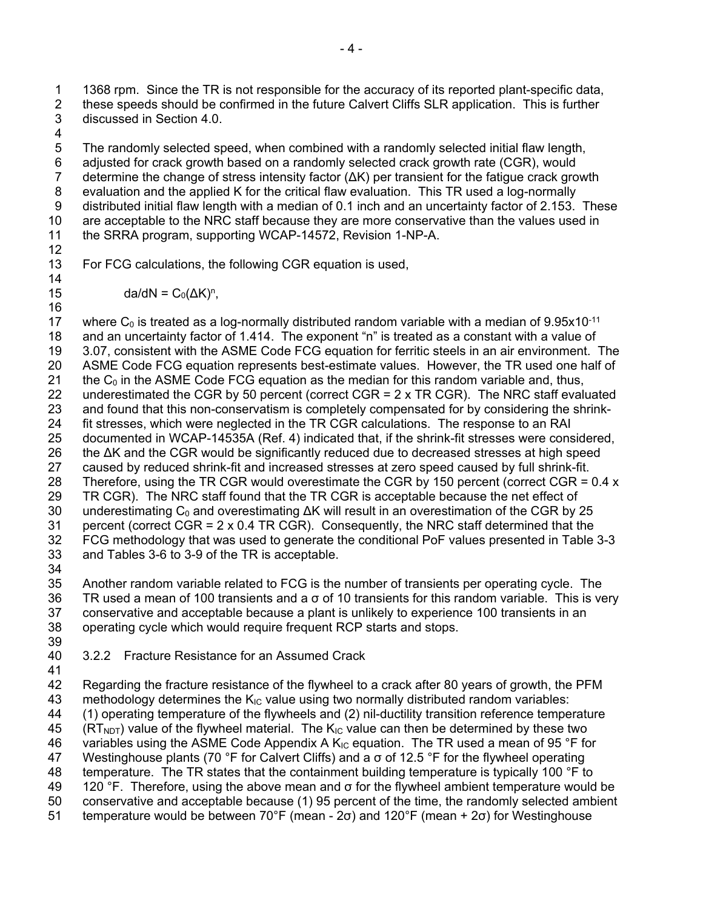1368 rpm. Since the TR is not responsible for the accuracy of its reported plant-specific data, these speeds should be confirmed in the future Calvert Cliffs SLR application. This is further discussed in Section 4.0.

The randomly selected speed, when combined with a randomly selected initial flaw length, adjusted for crack growth based on a randomly selected crack growth rate (CGR), would determine the change of stress intensity factor (ΔK) per transient for the fatigue crack growth evaluation and the applied K for the critical flaw evaluation. This TR used a log-normally distributed initial flaw length with a median of 0.1 inch and an uncertainty factor of 2.153. These are acceptable to the NRC staff because they are more conservative than the values used in the SRRA program, supporting WCAP-14572, Revision 1-NP-A.

For FCG calculations, the following CGR equation is used,

$$da/dN = C_0(\Delta K)^n,$$

where $C_0$ is treated as a log-normally distributed random variable with a median of $9.95 \times 10^{-11}$ and an uncertainty factor of 1.414. The exponent "n" is treated as a constant with a value of 3.07, consistent with the ASME Code FCG equation for ferritic steels in an air environment. The ASME Code FCG equation represents best-estimate values. However, the TR used one half of the $C_0$ in the ASME Code FCG equation as the median for this random variable and, thus, underestimated the CGR by 50 percent (correct CGR = 2 x TR CGR). The NRC staff evaluated and found that this non-conservatism is completely compensated for by considering the shrink-fit stresses, which were neglected in the TR CGR calculations. The response to an RAI documented in WCAP-14535A (Ref. 4) indicated that, if the shrink-fit stresses were considered, the ΔK and the CGR would be significantly reduced due to decreased stresses at high speed caused by reduced shrink-fit and increased stresses at zero speed caused by full shrink-fit. Therefore, using the TR CGR would overestimate the CGR by 150 percent (correct CGR = 0.4 x TR CGR). The NRC staff found that the TR CGR is acceptable because the net effect of underestimating $C_0$ and overestimating ΔK will result in an overestimation of the CGR by 25 percent (correct CGR = 2 x 0.4 TR CGR). Consequently, the NRC staff determined that the FCG methodology that was used to generate the conditional PoF values presented in Table 3-3 and Tables 3-6 to 3-9 of the TR is acceptable.

Another random variable related to FCG is the number of transients per operating cycle. The TR used a mean of 100 transients and a σ of 10 transients for this random variable. This is very conservative and acceptable because a plant is unlikely to experience 100 transients in an operating cycle which would require frequent RCP starts and stops.

### 3.2.2 Fracture Resistance for an Assumed Crack

Regarding the fracture resistance of the flywheel to a crack after 80 years of growth, the PFM methodology determines the $K_{IC}$ value using two normally distributed random variables: (1) operating temperature of the flywheels and (2) nil-ductility transition reference temperature ($RT_{NDT}$) value of the flywheel material. The $K_{IC}$ value can then be determined by these two variables using the ASME Code Appendix A $K_{IC}$ equation. The TR used a mean of 95 °F for Westinghouse plants (70 °F for Calvert Cliffs) and a σ of 12.5 °F for the flywheel operating temperature. The TR states that the containment building temperature is typically 100 °F to 120 °F. Therefore, using the above mean and σ for the flywheel ambient temperature would be conservative and acceptable because (1) 95 percent of the time, the randomly selected ambient temperature would be between 70°F (mean - 2σ) and 120°F (mean + 2σ) for Westinghouse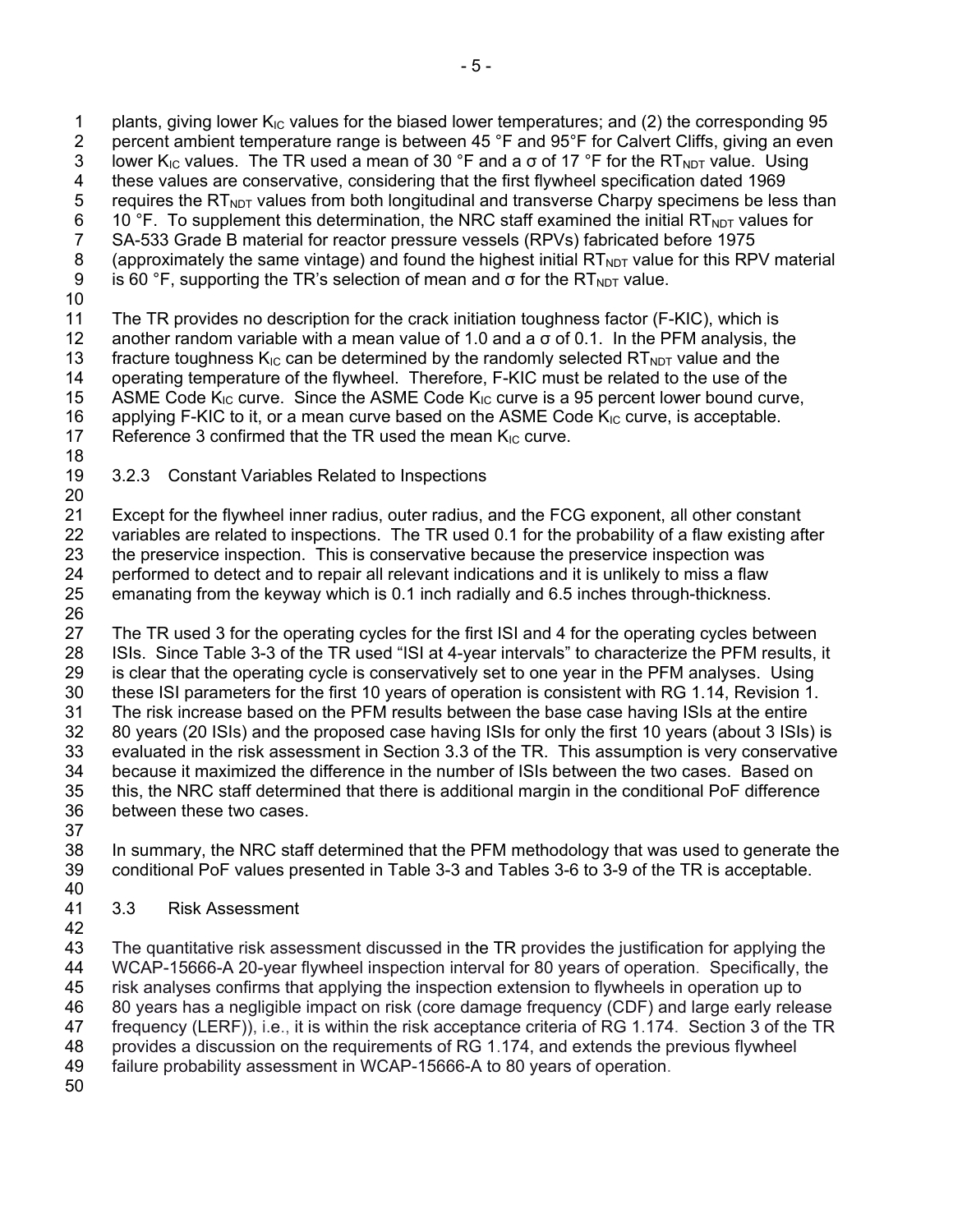plants, giving lower $K_{IC}$ values for the biased lower temperatures; and (2) the corresponding 95 percent ambient temperature range is between 45 °F and 95°F for Calvert Cliffs, giving an even lower $K_{IC}$ values. The TR used a mean of 30 °F and a σ of 17 °F for the $RT_{NDT}$ value. Using these values are conservative, considering that the first flywheel specification dated 1969 requires the $RT_{NDT}$ values from both longitudinal and transverse Charpy specimens be less than 10 °F. To supplement this determination, the NRC staff examined the initial $RT_{NDT}$ values for SA-533 Grade B material for reactor pressure vessels (RPVs) fabricated before 1975 (approximately the same vintage) and found the highest initial $RT_{NDT}$ value for this RPV material is 60 °F, supporting the TR's selection of mean and σ for the $RT_{NDT}$ value.

The TR provides no description for the crack initiation toughness factor (F-KIC), which is another random variable with a mean value of 1.0 and a σ of 0.1. In the PFM analysis, the fracture toughness $K_{IC}$ can be determined by the randomly selected $RT_{NDT}$ value and the operating temperature of the flywheel. Therefore, F-KIC must be related to the use of the ASME Code $K_{IC}$ curve. Since the ASME Code $K_{IC}$ curve is a 95 percent lower bound curve, applying F-KIC to it, or a mean curve based on the ASME Code $K_{IC}$ curve, is acceptable. Reference 3 confirmed that the TR used the mean $K_{IC}$ curve.

### 3.2.3 Constant Variables Related to Inspections

Except for the flywheel inner radius, outer radius, and the FCG exponent, all other constant variables are related to inspections. The TR used 0.1 for the probability of a flaw existing after the preservice inspection. This is conservative because the preservice inspection was performed to detect and to repair all relevant indications and it is unlikely to miss a flaw emanating from the keyway which is 0.1 inch radially and 6.5 inches through-thickness.

The TR used 3 for the operating cycles for the first ISI and 4 for the operating cycles between ISIs. Since Table 3-3 of the TR used "ISI at 4-year intervals" to characterize the PFM results, it is clear that the operating cycle is conservatively set to one year in the PFM analyses. Using these ISI parameters for the first 10 years of operation is consistent with RG 1.14, Revision 1. The risk increase based on the PFM results between the base case having ISIs at the entire 80 years (20 ISIs) and the proposed case having ISIs for only the first 10 years (about 3 ISIs) is evaluated in the risk assessment in Section 3.3 of the TR. This assumption is very conservative because it maximized the difference in the number of ISIs between the two cases. Based on this, the NRC staff determined that there is additional margin in the conditional PoF difference between these two cases.

In summary, the NRC staff determined that the PFM methodology that was used to generate the conditional PoF values presented in Table 3-3 and Tables 3-6 to 3-9 of the TR is acceptable.

## 3.3 Risk Assessment

The quantitative risk assessment discussed in the TR provides the justification for applying the WCAP-15666-A 20-year flywheel inspection interval for 80 years of operation. Specifically, the risk analyses confirms that applying the inspection extension to flywheels in operation up to 80 years has a negligible impact on risk (core damage frequency (CDF) and large early release frequency (LERF)), i.e., it is within the risk acceptance criteria of RG 1.174. Section 3 of the TR provides a discussion on the requirements of RG 1.174, and extends the previous flywheel failure probability assessment in WCAP-15666-A to 80 years of operation.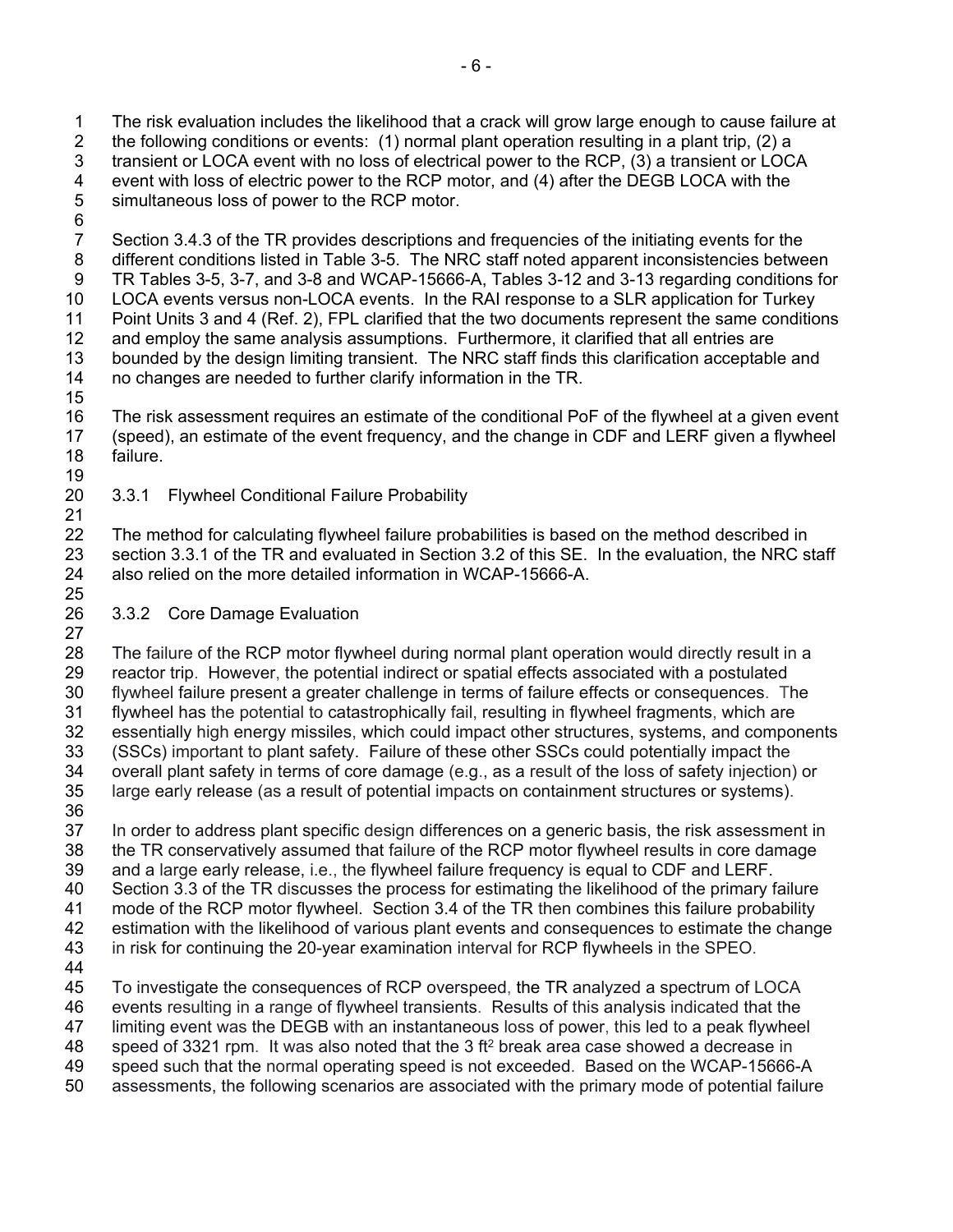The risk evaluation includes the likelihood that a crack will grow large enough to cause failure at the following conditions or events: (1) normal plant operation resulting in a plant trip, (2) a transient or LOCA event with no loss of electrical power to the RCP, (3) a transient or LOCA event with loss of electric power to the RCP motor, and (4) after the DEGB LOCA with the simultaneous loss of power to the RCP motor.

Section 3.4.3 of the TR provides descriptions and frequencies of the initiating events for the different conditions listed in Table 3-5. The NRC staff noted apparent inconsistencies between TR Tables 3-5, 3-7, and 3-8 and WCAP-15666-A, Tables 3-12 and 3-13 regarding conditions for LOCA events versus non-LOCA events. In the RAI response to a SLR application for Turkey Point Units 3 and 4 (Ref. 2), FPL clarified that the two documents represent the same conditions and employ the same analysis assumptions. Furthermore, it clarified that all entries are bounded by the design limiting transient. The NRC staff finds this clarification acceptable and no changes are needed to further clarify information in the TR.

The risk assessment requires an estimate of the conditional PoF of the flywheel at a given event (speed), an estimate of the event frequency, and the change in CDF and LERF given a flywheel failure.

### 3.3.1 Flywheel Conditional Failure Probability

The method for calculating flywheel failure probabilities is based on the method described in section 3.3.1 of the TR and evaluated in Section 3.2 of this SE. In the evaluation, the NRC staff also relied on the more detailed information in WCAP-15666-A.

### 3.3.2 Core Damage Evaluation

The failure of the RCP motor flywheel during normal plant operation would directly result in a reactor trip. However, the potential indirect or spatial effects associated with a postulated flywheel failure present a greater challenge in terms of failure effects or consequences. The flywheel has the potential to catastrophically fail, resulting in flywheel fragments, which are essentially high energy missiles, which could impact other structures, systems, and components (SSCs) important to plant safety. Failure of these other SSCs could potentially impact the overall plant safety in terms of core damage (e.g., as a result of the loss of safety injection) or large early release (as a result of potential impacts on containment structures or systems).

In order to address plant specific design differences on a generic basis, the risk assessment in the TR conservatively assumed that failure of the RCP motor flywheel results in core damage and a large early release, i.e., the flywheel failure frequency is equal to CDF and LERF. Section 3.3 of the TR discusses the process for estimating the likelihood of the primary failure mode of the RCP motor flywheel. Section 3.4 of the TR then combines this failure probability estimation with the likelihood of various plant events and consequences to estimate the change in risk for continuing the 20-year examination interval for RCP flywheels in the SPEO.

To investigate the consequences of RCP overspeed, the TR analyzed a spectrum of LOCA events resulting in a range of flywheel transients. Results of this analysis indicated that the limiting event was the DEGB with an instantaneous loss of power, this led to a peak flywheel speed of 3321 rpm. It was also noted that the 3 $ft^2$ break area case showed a decrease in speed such that the normal operating speed is not exceeded. Based on the WCAP-15666-A assessments, the following scenarios are associated with the primary mode of potential failure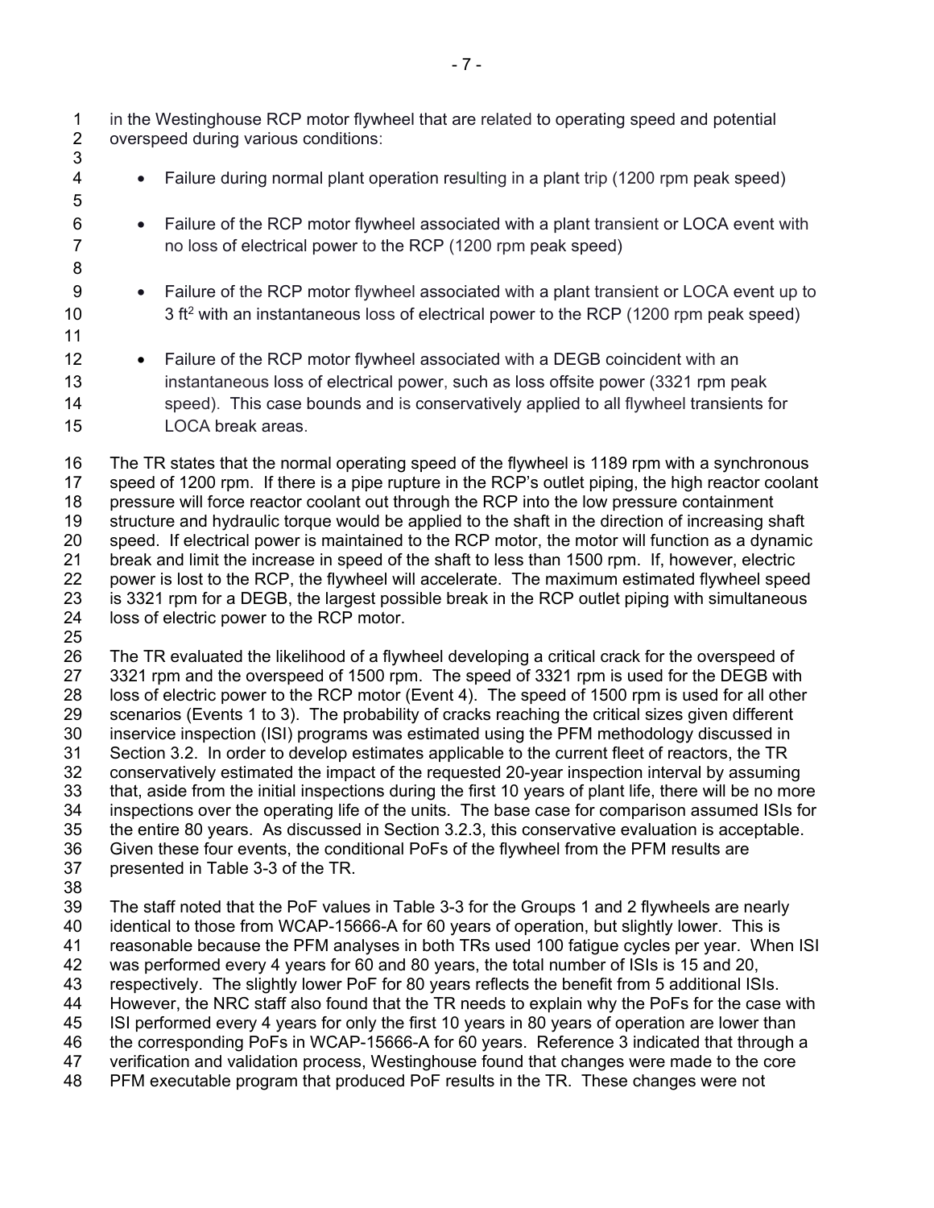in the Westinghouse RCP motor flywheel that are related to operating speed and potential overspeed during various conditions:

- Failure during normal plant operation resulting in a plant trip (1200 rpm peak speed)

- Failure of the RCP motor flywheel associated with a plant transient or LOCA event with no loss of electrical power to the RCP (1200 rpm peak speed)

- Failure of the RCP motor flywheel associated with a plant transient or LOCA event up to 3 $ft^2$ with an instantaneous loss of electrical power to the RCP (1200 rpm peak speed)

- Failure of the RCP motor flywheel associated with a DEGB coincident with an instantaneous loss of electrical power, such as loss offsite power (3321 rpm peak speed). This case bounds and is conservatively applied to all flywheel transients for LOCA break areas.

The TR states that the normal operating speed of the flywheel is 1189 rpm with a synchronous speed of 1200 rpm. If there is a pipe rupture in the RCP's outlet piping, the high reactor coolant pressure will force reactor coolant out through the RCP into the low pressure containment structure and hydraulic torque would be applied to the shaft in the direction of increasing shaft speed. If electrical power is maintained to the RCP motor, the motor will function as a dynamic break and limit the increase in speed of the shaft to less than 1500 rpm. If, however, electric power is lost to the RCP, the flywheel will accelerate. The maximum estimated flywheel speed is 3321 rpm for a DEGB, the largest possible break in the RCP outlet piping with simultaneous loss of electric power to the RCP motor.

The TR evaluated the likelihood of a flywheel developing a critical crack for the overspeed of 3321 rpm and the overspeed of 1500 rpm. The speed of 3321 rpm is used for the DEGB with loss of electric power to the RCP motor (Event 4). The speed of 1500 rpm is used for all other scenarios (Events 1 to 3). The probability of cracks reaching the critical sizes given different inservice inspection (ISI) programs was estimated using the PFM methodology discussed in Section 3.2. In order to develop estimates applicable to the current fleet of reactors, the TR conservatively estimated the impact of the requested 20-year inspection interval by assuming that, aside from the initial inspections during the first 10 years of plant life, there will be no more inspections over the operating life of the units. The base case for comparison assumed ISIs for the entire 80 years. As discussed in Section 3.2.3, this conservative evaluation is acceptable. Given these four events, the conditional PoFs of the flywheel from the PFM results are presented in Table 3-3 of the TR.

The staff noted that the PoF values in Table 3-3 for the Groups 1 and 2 flywheels are nearly identical to those from WCAP-15666-A for 60 years of operation, but slightly lower. This is reasonable because the PFM analyses in both TRs used 100 fatigue cycles per year. When ISI was performed every 4 years for 60 and 80 years, the total number of ISIs is 15 and 20, respectively. The slightly lower PoF for 80 years reflects the benefit from 5 additional ISIs. However, the NRC staff also found that the TR needs to explain why the PoFs for the case with ISI performed every 4 years for only the first 10 years in 80 years of operation are lower than the corresponding PoFs in WCAP-15666-A for 60 years. Reference 3 indicated that through a verification and validation process, Westinghouse found that changes were made to the core PFM executable program that produced PoF results in the TR. These changes were not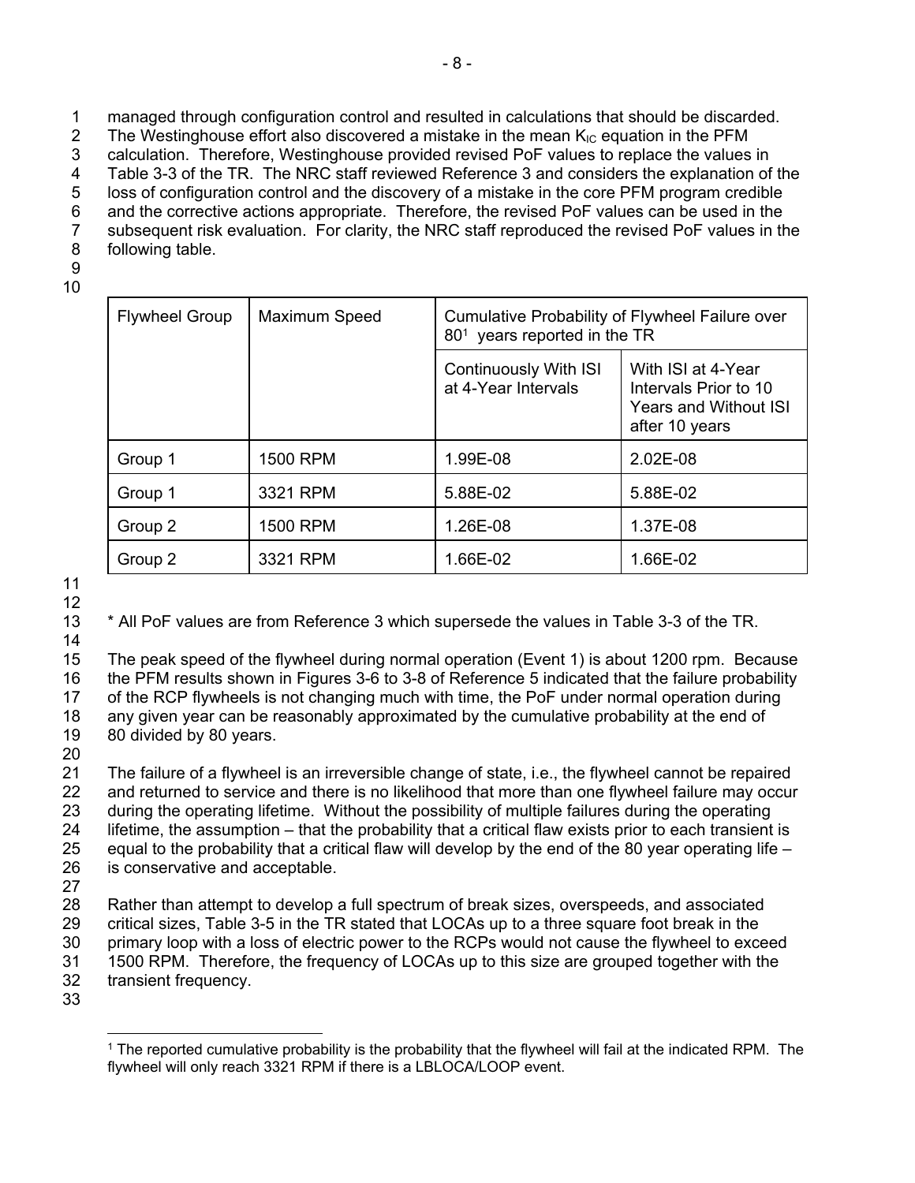managed through configuration control and resulted in calculations that should be discarded. The Westinghouse effort also discovered a mistake in the mean $K_{IC}$ equation in the PFM calculation. Therefore, Westinghouse provided revised PoF values to replace the values in Table 3-3 of the TR. The NRC staff reviewed Reference 3 and considers the explanation of the loss of configuration control and the discovery of a mistake in the core PFM program credible and the corrective actions appropriate. Therefore, the revised PoF values can be used in the subsequent risk evaluation. For clarity, the NRC staff reproduced the revised PoF values in the following table.

| Flywheel Group | Maximum Speed | Cumulative Probability of Flywheel Failure over 80[1] years reported in the TR | |
|---|---|---|---|
| | | Continuously With ISI at 4-Year Intervals | With ISI at 4-Year Intervals Prior to 10 Years and Without ISI after 10 years |
| Group 1 | 1500 RPM | 1.99E-08 | 2.02E-08 |
| Group 1 | 3321 RPM | 5.88E-02 | 5.88E-02 |
| Group 2 | 1500 RPM | 1.26E-08 | 1.37E-08 |
| Group 2 | 3321 RPM | 1.66E-02 | 1.66E-02 |

* All PoF values are from Reference 3 which supersede the values in Table 3-3 of the TR.

The peak speed of the flywheel during normal operation (Event 1) is about 1200 rpm. Because the PFM results shown in Figures 3-6 to 3-8 of Reference 5 indicated that the failure probability of the RCP flywheels is not changing much with time, the PoF under normal operation during any given year can be reasonably approximated by the cumulative probability at the end of 80 divided by 80 years.

The failure of a flywheel is an irreversible change of state, i.e., the flywheel cannot be repaired and returned to service and there is no likelihood that more than one flywheel failure may occur during the operating lifetime. Without the possibility of multiple failures during the operating lifetime, the assumption – that the probability that a critical flaw exists prior to each transient is equal to the probability that a critical flaw will develop by the end of the 80 year operating life – is conservative and acceptable.

Rather than attempt to develop a full spectrum of break sizes, overspeeds, and associated critical sizes, Table 3-5 in the TR stated that LOCAs up to a three square foot break in the primary loop with a loss of electric power to the RCPs would not cause the flywheel to exceed 1500 RPM. Therefore, the frequency of LOCAs up to this size are grouped together with the transient frequency.

[1] The reported cumulative probability is the probability that the flywheel will fail at the indicated RPM. The flywheel will only reach 3321 RPM if there is a LBLOCA/LOOP event.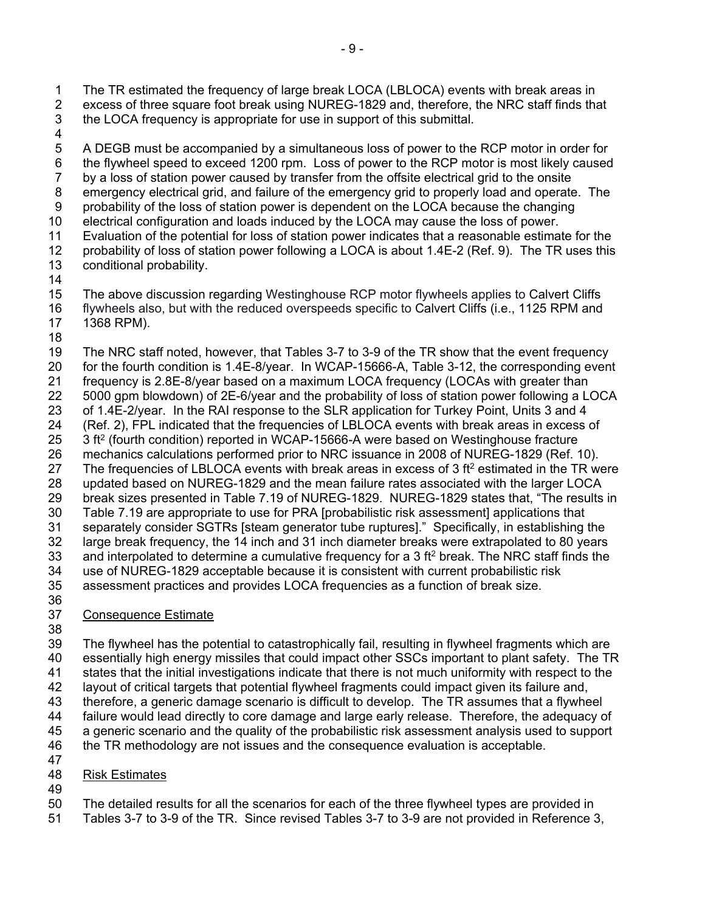The TR estimated the frequency of large break LOCA (LBLOCA) events with break areas in excess of three square foot break using NUREG-1829 and, therefore, the NRC staff finds that the LOCA frequency is appropriate for use in support of this submittal.

A DEGB must be accompanied by a simultaneous loss of power to the RCP motor in order for the flywheel speed to exceed 1200 rpm. Loss of power to the RCP motor is most likely caused by a loss of station power caused by transfer from the offsite electrical grid to the onsite emergency electrical grid, and failure of the emergency grid to properly load and operate. The probability of the loss of station power is dependent on the LOCA because the changing electrical configuration and loads induced by the LOCA may cause the loss of power. Evaluation of the potential for loss of station power indicates that a reasonable estimate for the probability of loss of station power following a LOCA is about 1.4E-2 (Ref. 9). The TR uses this conditional probability.

The above discussion regarding Westinghouse RCP motor flywheels applies to Calvert Cliffs flywheels also, but with the reduced overspeeds specific to Calvert Cliffs (i.e., 1125 RPM and 1368 RPM).

The NRC staff noted, however, that Tables 3-7 to 3-9 of the TR show that the event frequency for the fourth condition is 1.4E-8/year. In WCAP-15666-A, Table 3-12, the corresponding event frequency is 2.8E-8/year based on a maximum LOCA frequency (LOCAs with greater than 5000 gpm blowdown) of 2E-6/year and the probability of loss of station power following a LOCA of 1.4E-2/year. In the RAI response to the SLR application for Turkey Point, Units 3 and 4 (Ref. 2), FPL indicated that the frequencies of LBLOCA events with break areas in excess of 3 ft$^2$ (fourth condition) reported in WCAP-15666-A were based on Westinghouse fracture mechanics calculations performed prior to NRC issuance in 2008 of NUREG-1829 (Ref. 10). The frequencies of LBLOCA events with break areas in excess of 3 ft$^2$ estimated in the TR were updated based on NUREG-1829 and the mean failure rates associated with the larger LOCA break sizes presented in Table 7.19 of NUREG-1829. NUREG-1829 states that, "The results in Table 7.19 are appropriate to use for PRA [probabilistic risk assessment] applications that separately consider SGTRs [steam generator tube ruptures]." Specifically, in establishing the large break frequency, the 14 inch and 31 inch diameter breaks were extrapolated to 80 years and interpolated to determine a cumulative frequency for a 3 ft$^2$ break. The NRC staff finds the use of NUREG-1829 acceptable because it is consistent with current probabilistic risk assessment practices and provides LOCA frequencies as a function of break size.

Consequence Estimate

The flywheel has the potential to catastrophically fail, resulting in flywheel fragments which are essentially high energy missiles that could impact other SSCs important to plant safety. The TR states that the initial investigations indicate that there is not much uniformity with respect to the layout of critical targets that potential flywheel fragments could impact given its failure and, therefore, a generic damage scenario is difficult to develop. The TR assumes that a flywheel failure would lead directly to core damage and large early release. Therefore, the adequacy of a generic scenario and the quality of the probabilistic risk assessment analysis used to support the TR methodology are not issues and the consequence evaluation is acceptable.

Risk Estimates

The detailed results for all the scenarios for each of the three flywheel types are provided in Tables 3-7 to 3-9 of the TR. Since revised Tables 3-7 to 3-9 are not provided in Reference 3,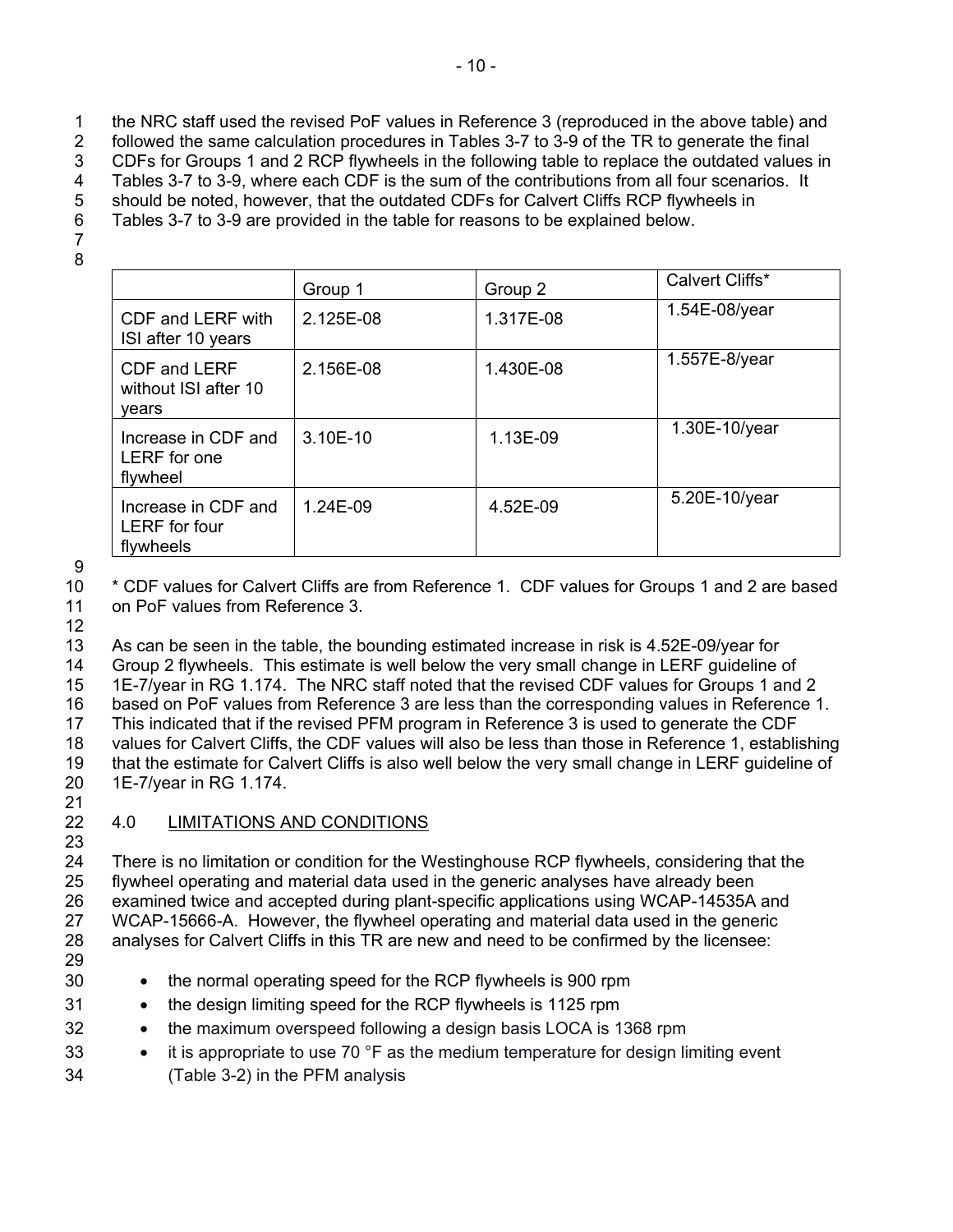the NRC staff used the revised PoF values in Reference 3 (reproduced in the above table) and followed the same calculation procedures in Tables 3-7 to 3-9 of the TR to generate the final CDFs for Groups 1 and 2 RCP flywheels in the following table to replace the outdated values in Tables 3-7 to 3-9, where each CDF is the sum of the contributions from all four scenarios. It should be noted, however, that the outdated CDFs for Calvert Cliffs RCP flywheels in Tables 3-7 to 3-9 are provided in the table for reasons to be explained below.

| | Group 1 | Group 2 | Calvert Cliffs* |
|---|---|---|---|
| CDF and LERF with ISI after 10 years | 2.125E-08 | 1.317E-08 | 1.54E-08/year |
| CDF and LERF without ISI after 10 years | 2.156E-08 | 1.430E-08 | 1.557E-8/year |
| Increase in CDF and LERF for one flywheel | 3.10E-10 | 1.13E-09 | 1.30E-10/year |
| Increase in CDF and LERF for four flywheels | 1.24E-09 | 4.52E-09 | 5.20E-10/year |

* CDF values for Calvert Cliffs are from Reference 1. CDF values for Groups 1 and 2 are based on PoF values from Reference 3.

As can be seen in the table, the bounding estimated increase in risk is 4.52E-09/year for Group 2 flywheels. This estimate is well below the very small change in LERF guideline of 1E-7/year in RG 1.174. The NRC staff noted that the revised CDF values for Groups 1 and 2 based on PoF values from Reference 3 are less than the corresponding values in Reference 1. This indicated that if the revised PFM program in Reference 3 is used to generate the CDF values for Calvert Cliffs, the CDF values will also be less than those in Reference 1, establishing that the estimate for Calvert Cliffs is also well below the very small change in LERF guideline of 1E-7/year in RG 1.174.

## 4.0 LIMITATIONS AND CONDITIONS

There is no limitation or condition for the Westinghouse RCP flywheels, considering that the flywheel operating and material data used in the generic analyses have already been examined twice and accepted during plant-specific applications using WCAP-14535A and WCAP-15666-A. However, the flywheel operating and material data used in the generic analyses for Calvert Cliffs in this TR are new and need to be confirmed by the licensee:

- the normal operating speed for the RCP flywheels is 900 rpm
- the design limiting speed for the RCP flywheels is 1125 rpm
- the maximum overspeed following a design basis LOCA is 1368 rpm
- it is appropriate to use 70 °F as the medium temperature for design limiting event (Table 3-2) in the PFM analysis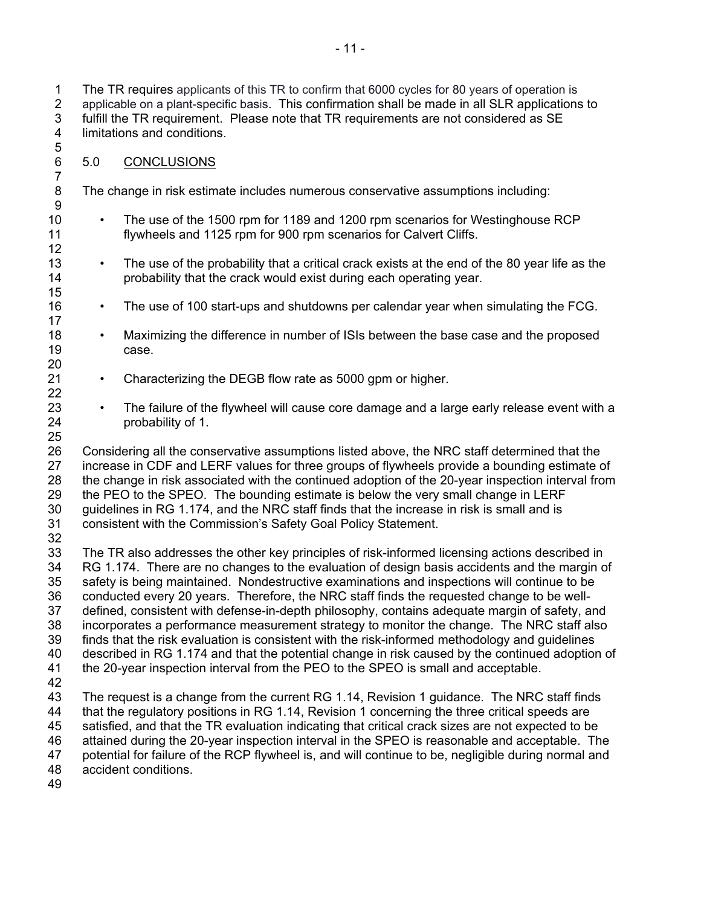The TR requires applicants of this TR to confirm that 6000 cycles for 80 years of operation is applicable on a plant-specific basis. This confirmation shall be made in all SLR applications to fulfill the TR requirement. Please note that TR requirements are not considered as SE limitations and conditions.

## 5.0 CONCLUSIONS

The change in risk estimate includes numerous conservative assumptions including:

- The use of the 1500 rpm for 1189 and 1200 rpm scenarios for Westinghouse RCP flywheels and 1125 rpm for 900 rpm scenarios for Calvert Cliffs.
- The use of the probability that a critical crack exists at the end of the 80 year life as the probability that the crack would exist during each operating year.
- The use of 100 start-ups and shutdowns per calendar year when simulating the FCG.
- Maximizing the difference in number of ISIs between the base case and the proposed case.
- Characterizing the DEGB flow rate as 5000 gpm or higher.
- The failure of the flywheel will cause core damage and a large early release event with a probability of 1.

Considering all the conservative assumptions listed above, the NRC staff determined that the increase in CDF and LERF values for three groups of flywheels provide a bounding estimate of the change in risk associated with the continued adoption of the 20-year inspection interval from the PEO to the SPEO. The bounding estimate is below the very small change in LERF guidelines in RG 1.174, and the NRC staff finds that the increase in risk is small and is consistent with the Commission's Safety Goal Policy Statement.

The TR also addresses the other key principles of risk-informed licensing actions described in RG 1.174. There are no changes to the evaluation of design basis accidents and the margin of safety is being maintained. Nondestructive examinations and inspections will continue to be conducted every 20 years. Therefore, the NRC staff finds the requested change to be well-defined, consistent with defense-in-depth philosophy, contains adequate margin of safety, and incorporates a performance measurement strategy to monitor the change. The NRC staff also finds that the risk evaluation is consistent with the risk-informed methodology and guidelines described in RG 1.174 and that the potential change in risk caused by the continued adoption of the 20-year inspection interval from the PEO to the SPEO is small and acceptable.

The request is a change from the current RG 1.14, Revision 1 guidance. The NRC staff finds that the regulatory positions in RG 1.14, Revision 1 concerning the three critical speeds are satisfied, and that the TR evaluation indicating that critical crack sizes are not expected to be attained during the 20-year inspection interval in the SPEO is reasonable and acceptable. The potential for failure of the RCP flywheel is, and will continue to be, negligible during normal and accident conditions.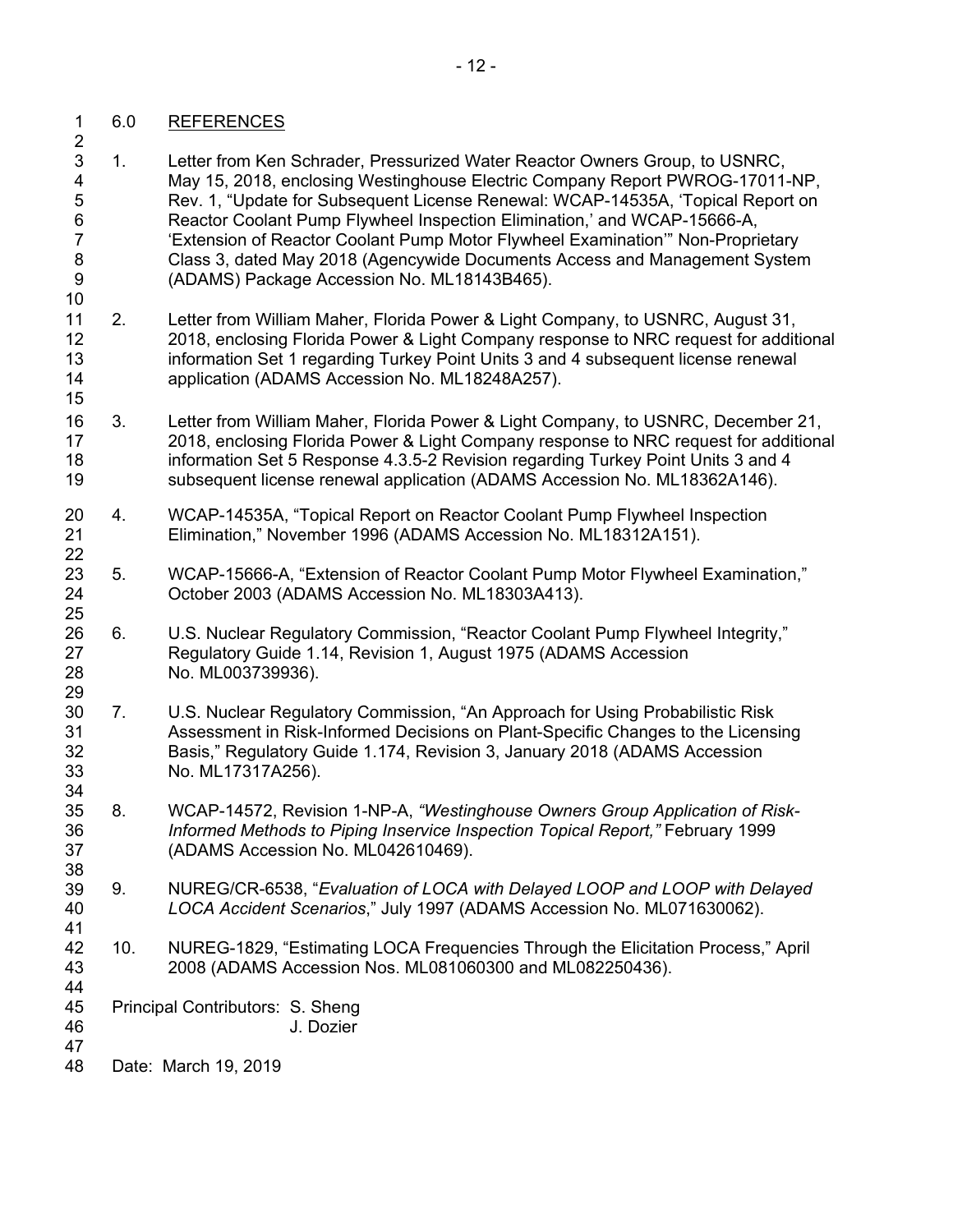## 6.0 REFERENCES

1. Letter from Ken Schrader, Pressurized Water Reactor Owners Group, to USNRC, May 15, 2018, enclosing Westinghouse Electric Company Report PWROG-17011-NP, Rev. 1, "Update for Subsequent License Renewal: WCAP-14535A, 'Topical Report on Reactor Coolant Pump Flywheel Inspection Elimination,' and WCAP-15666-A, 'Extension of Reactor Coolant Pump Motor Flywheel Examination'" Non-Proprietary Class 3, dated May 2018 (Agencywide Documents Access and Management System (ADAMS) Package Accession No. ML18143B465).

2. Letter from William Maher, Florida Power & Light Company, to USNRC, August 31, 2018, enclosing Florida Power & Light Company response to NRC request for additional information Set 1 regarding Turkey Point Units 3 and 4 subsequent license renewal application (ADAMS Accession No. ML18248A257).

3. Letter from William Maher, Florida Power & Light Company, to USNRC, December 21, 2018, enclosing Florida Power & Light Company response to NRC request for additional information Set 5 Response 4.3.5-2 Revision regarding Turkey Point Units 3 and 4 subsequent license renewal application (ADAMS Accession No. ML18362A146).

4. WCAP-14535A, "Topical Report on Reactor Coolant Pump Flywheel Inspection Elimination," November 1996 (ADAMS Accession No. ML18312A151).

5. WCAP-15666-A, "Extension of Reactor Coolant Pump Motor Flywheel Examination," October 2003 (ADAMS Accession No. ML18303A413).

6. U.S. Nuclear Regulatory Commission, "Reactor Coolant Pump Flywheel Integrity," Regulatory Guide 1.14, Revision 1, August 1975 (ADAMS Accession No. ML003739936).

7. U.S. Nuclear Regulatory Commission, "An Approach for Using Probabilistic Risk Assessment in Risk-Informed Decisions on Plant-Specific Changes to the Licensing Basis," Regulatory Guide 1.174, Revision 3, January 2018 (ADAMS Accession No. ML17317A256).

8. WCAP-14572, Revision 1-NP-A, *"Westinghouse Owners Group Application of Risk-Informed Methods to Piping Inservice Inspection Topical Report,"* February 1999 (ADAMS Accession No. ML042610469).

9. NUREG/CR-6538, "*Evaluation of LOCA with Delayed LOOP and LOOP with Delayed LOCA Accident Scenarios*," July 1997 (ADAMS Accession No. ML071630062).

10. NUREG-1829, "Estimating LOCA Frequencies Through the Elicitation Process," April 2008 (ADAMS Accession Nos. ML081060300 and ML082250436).

Principal Contributors: S. Sheng
J. Dozier

Date: March 19, 2019